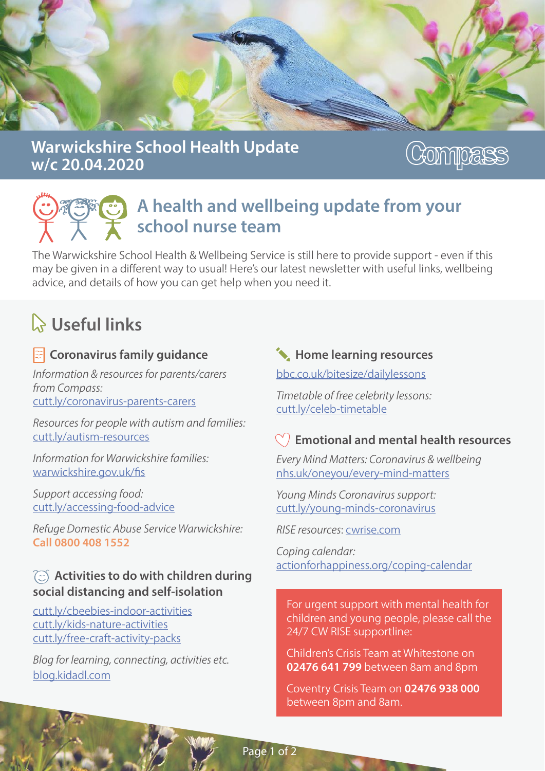# Warwickshire School Health Update w/c 20.04.2020

Compass

## A health and wellbeing update from your school nurse team

The Warwickshire School Health & Wellbeing Service is still here to provide support - even if this may be given in a different way to usual! Here's our latest newsletter with useful links, wellbeing advice, and details of how you can get help when you need it.

## Useful links

### Coronavirus family guidance

*Information & resources for parents/carers from Compass:*
cutt.ly/coronavirus-parents-carers

*Resources for people with autism and families:*
cutt.ly/autism-resources

*Information for Warwickshire families:*
warwickshire.gov.uk/fis

*Support accessing food:*
cutt.ly/accessing-food-advice

*Refuge Domestic Abuse Service Warwickshire:*
**Call 0800 408 1552**

### Activities to do with children during social distancing and self-isolation

cutt.ly/cbeebies-indoor-activities
cutt.ly/kids-nature-activities
cutt.ly/free-craft-activity-packs

*Blog for learning, connecting, activities etc.*
blog.kidadl.com

### Home learning resources

bbc.co.uk/bitesize/dailylessons

*Timetable of free celebrity lessons:*
cutt.ly/celeb-timetable

### Emotional and mental health resources

*Every Mind Matters: Coronavirus & wellbeing*
nhs.uk/oneyou/every-mind-matters

*Young Minds Coronavirus support:*
cutt.ly/young-minds-coronavirus

*RISE resources*: cwrise.com

*Coping calendar:*
actionforhappiness.org/coping-calendar

For urgent support with mental health for children and young people, please call the 24/7 CW RISE supportline:

Children's Crisis Team at Whitestone on **02476 641 799** between 8am and 8pm

Coventry Crisis Team on **02476 938 000** between 8pm and 8am.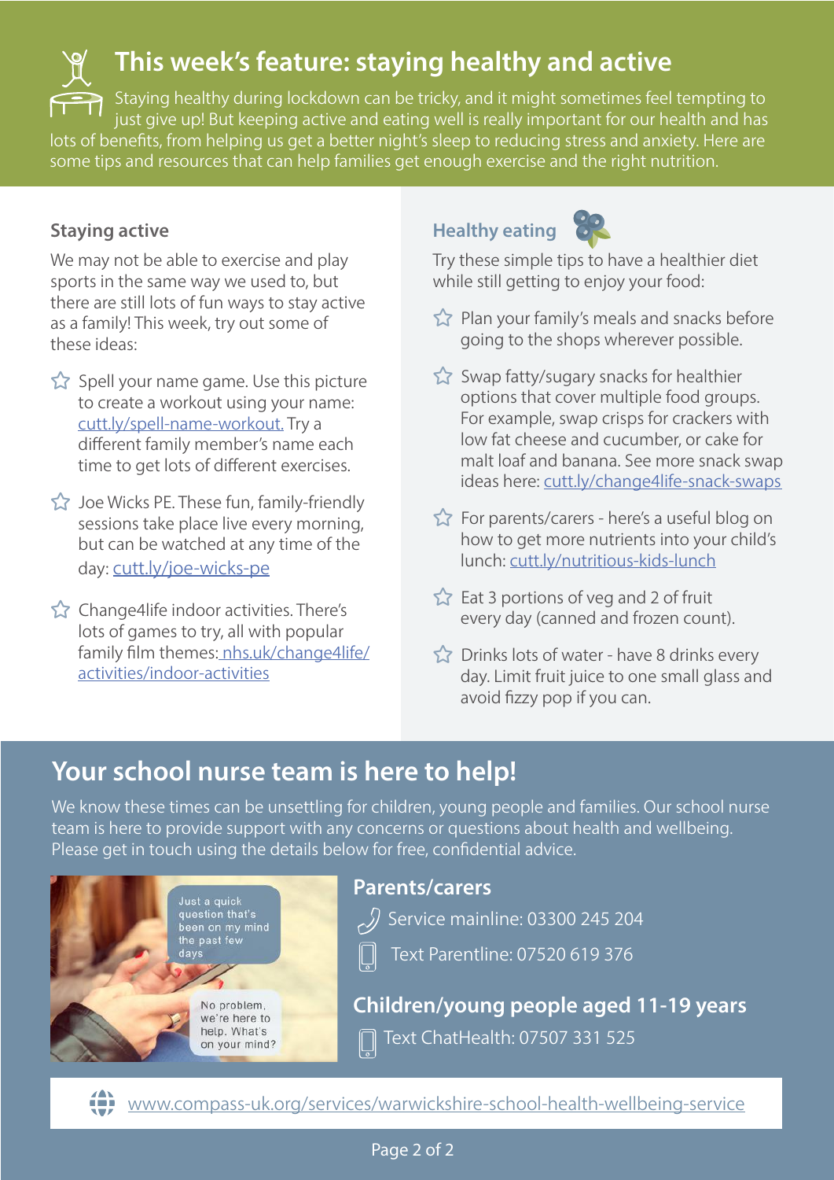# This week's feature: staying healthy and active

Staying healthy during lockdown can be tricky, and it might sometimes feel tempting to just give up! But keeping active and eating well is really important for our health and has lots of benefits, from helping us get a better night's sleep to reducing stress and anxiety. Here are some tips and resources that can help families get enough exercise and the right nutrition.

## Staying active

We may not be able to exercise and play sports in the same way we used to, but there are still lots of fun ways to stay active as a family! This week, try out some of these ideas:

- Spell your name game. Use this picture to create a workout using your name: cutt.ly/spell-name-workout. Try a different family member's name each time to get lots of different exercises.
- Joe Wicks PE. These fun, family-friendly sessions take place live every morning, but can be watched at any time of the day: cutt.ly/joe-wicks-pe
- Change4life indoor activities. There's lots of games to try, all with popular family film themes: nhs.uk/change4life/activities/indoor-activities

## Healthy eating

Try these simple tips to have a healthier diet while still getting to enjoy your food:

- Plan your family's meals and snacks before going to the shops wherever possible.
- Swap fatty/sugary snacks for healthier options that cover multiple food groups. For example, swap crisps for crackers with low fat cheese and cucumber, or cake for malt loaf and banana. See more snack swap ideas here: cutt.ly/change4life-snack-swaps
- For parents/carers - here's a useful blog on how to get more nutrients into your child's lunch: cutt.ly/nutritious-kids-lunch
- Eat 3 portions of veg and 2 of fruit every day (canned and frozen count).
- Drinks lots of water - have 8 drinks every day. Limit fruit juice to one small glass and avoid fizzy pop if you can.

# Your school nurse team is here to help!

We know these times can be unsettling for children, young people and families. Our school nurse team is here to provide support with any concerns or questions about health and wellbeing. Please get in touch using the details below for free, confidential advice.

## Parents/carers

Service mainline: 03300 245 204

Text Parentline: 07520 619 376

## Children/young people aged 11-19 years

Text ChatHealth: 07507 331 525

www.compass-uk.org/services/warwickshire-school-health-wellbeing-service